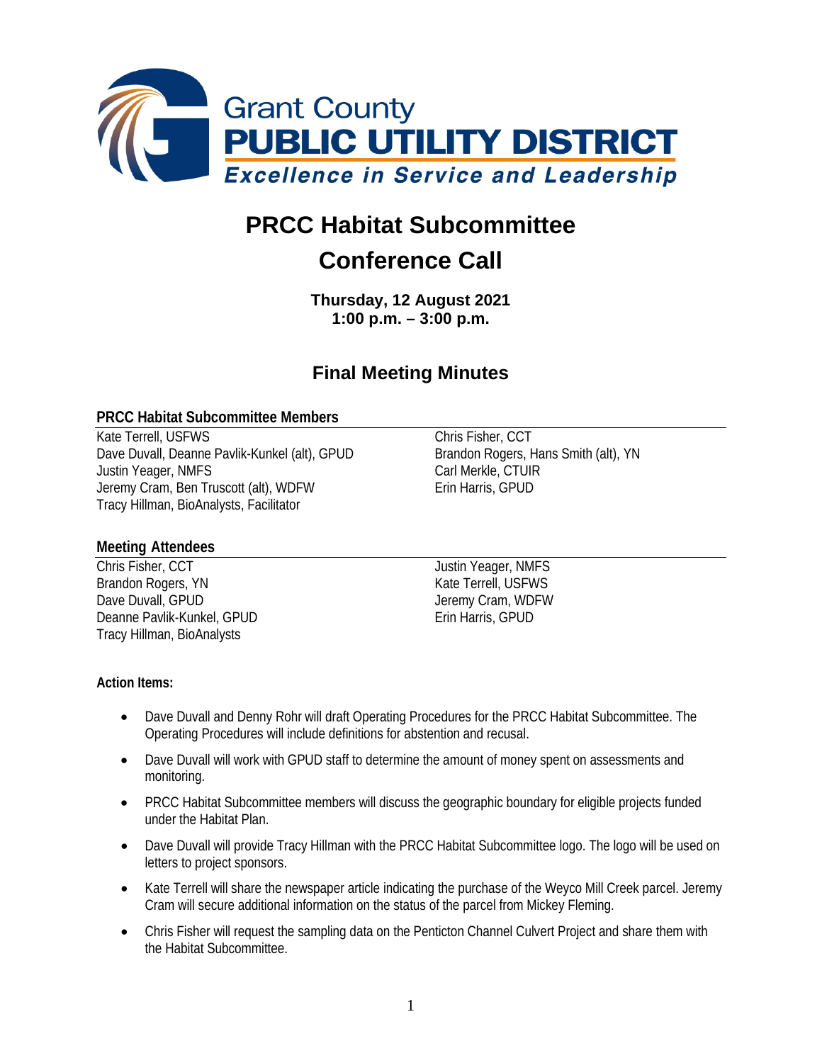Grant County
**PUBLIC UTILITY DISTRICT**
*Excellence in Service and Leadership*

# PRCC Habitat Subcommittee
# Conference Call

**Thursday, 12 August 2021**
**1:00 p.m. – 3:00 p.m.**

## Final Meeting Minutes

### PRCC Habitat Subcommittee Members

Kate Terrell, USFWS
Dave Duvall, Deanne Pavlik-Kunkel (alt), GPUD
Justin Yeager, NMFS
Jeremy Cram, Ben Truscott (alt), WDFW
Tracy Hillman, BioAnalysts, Facilitator
Chris Fisher, CCT
Brandon Rogers, Hans Smith (alt), YN
Carl Merkle, CTUIR
Erin Harris, GPUD

### Meeting Attendees

Chris Fisher, CCT
Brandon Rogers, YN
Dave Duvall, GPUD
Deanne Pavlik-Kunkel, GPUD
Tracy Hillman, BioAnalysts
Justin Yeager, NMFS
Kate Terrell, USFWS
Jeremy Cram, WDFW
Erin Harris, GPUD

**Action Items:**

- Dave Duvall and Denny Rohr will draft Operating Procedures for the PRCC Habitat Subcommittee. The Operating Procedures will include definitions for abstention and recusal.
- Dave Duvall will work with GPUD staff to determine the amount of money spent on assessments and monitoring.
- PRCC Habitat Subcommittee members will discuss the geographic boundary for eligible projects funded under the Habitat Plan.
- Dave Duvall will provide Tracy Hillman with the PRCC Habitat Subcommittee logo. The logo will be used on letters to project sponsors.
- Kate Terrell will share the newspaper article indicating the purchase of the Weyco Mill Creek parcel. Jeremy Cram will secure additional information on the status of the parcel from Mickey Fleming.
- Chris Fisher will request the sampling data on the Penticton Channel Culvert Project and share them with the Habitat Subcommittee.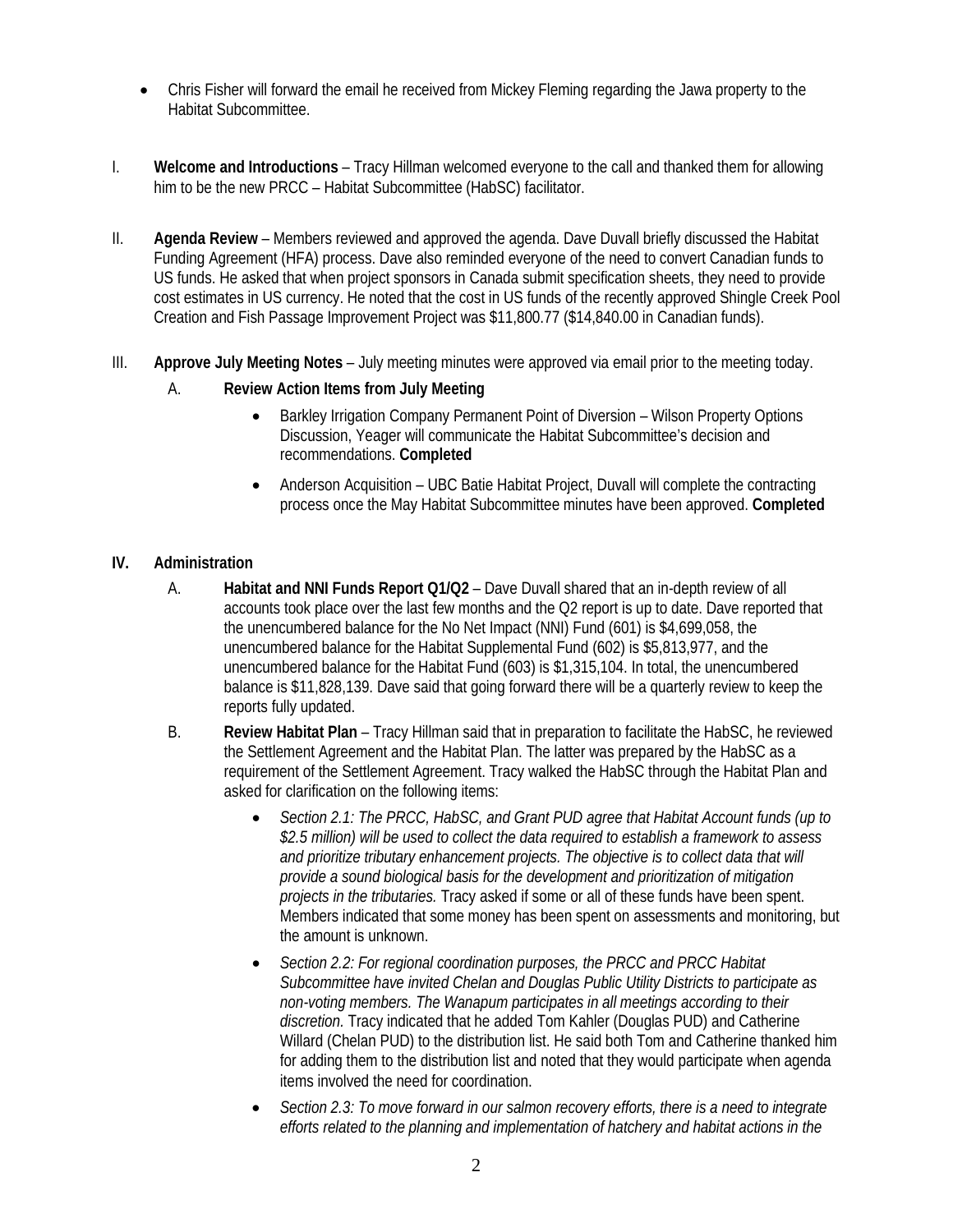- Chris Fisher will forward the email he received from Mickey Fleming regarding the Jawa property to the Habitat Subcommittee.

I. **Welcome and Introductions** – Tracy Hillman welcomed everyone to the call and thanked them for allowing him to be the new PRCC – Habitat Subcommittee (HabSC) facilitator.

II. **Agenda Review** – Members reviewed and approved the agenda. Dave Duvall briefly discussed the Habitat Funding Agreement (HFA) process. Dave also reminded everyone of the need to convert Canadian funds to US funds. He asked that when project sponsors in Canada submit specification sheets, they need to provide cost estimates in US currency. He noted that the cost in US funds of the recently approved Shingle Creek Pool Creation and Fish Passage Improvement Project was $11,800.77 ($14,840.00 in Canadian funds).

III. **Approve July Meeting Notes** – July meeting minutes were approved via email prior to the meeting today.

   A. **Review Action Items from July Meeting**

   - Barkley Irrigation Company Permanent Point of Diversion – Wilson Property Options Discussion, Yeager will communicate the Habitat Subcommittee's decision and recommendations. **Completed**
   - Anderson Acquisition – UBC Batie Habitat Project, Duvall will complete the contracting process once the May Habitat Subcommittee minutes have been approved. **Completed**

**IV. Administration**

   A. **Habitat and NNI Funds Report Q1/Q2** – Dave Duvall shared that an in-depth review of all accounts took place over the last few months and the Q2 report is up to date. Dave reported that the unencumbered balance for the No Net Impact (NNI) Fund (601) is $4,699,058, the unencumbered balance for the Habitat Supplemental Fund (602) is $5,813,977, and the unencumbered balance for the Habitat Fund (603) is $1,315,104. In total, the unencumbered balance is $11,828,139. Dave said that going forward there will be a quarterly review to keep the reports fully updated.

   B. **Review Habitat Plan** – Tracy Hillman said that in preparation to facilitate the HabSC, he reviewed the Settlement Agreement and the Habitat Plan. The latter was prepared by the HabSC as a requirement of the Settlement Agreement. Tracy walked the HabSC through the Habitat Plan and asked for clarification on the following items:

   - *Section 2.1: The PRCC, HabSC, and Grant PUD agree that Habitat Account funds (up to $2.5 million) will be used to collect the data required to establish a framework to assess and prioritize tributary enhancement projects. The objective is to collect data that will provide a sound biological basis for the development and prioritization of mitigation projects in the tributaries.* Tracy asked if some or all of these funds have been spent. Members indicated that some money has been spent on assessments and monitoring, but the amount is unknown.
   - *Section 2.2: For regional coordination purposes, the PRCC and PRCC Habitat Subcommittee have invited Chelan and Douglas Public Utility Districts to participate as non-voting members. The Wanapum participates in all meetings according to their discretion.* Tracy indicated that he added Tom Kahler (Douglas PUD) and Catherine Willard (Chelan PUD) to the distribution list. He said both Tom and Catherine thanked him for adding them to the distribution list and noted that they would participate when agenda items involved the need for coordination.
   - *Section 2.3: To move forward in our salmon recovery efforts, there is a need to integrate efforts related to the planning and implementation of hatchery and habitat actions in the*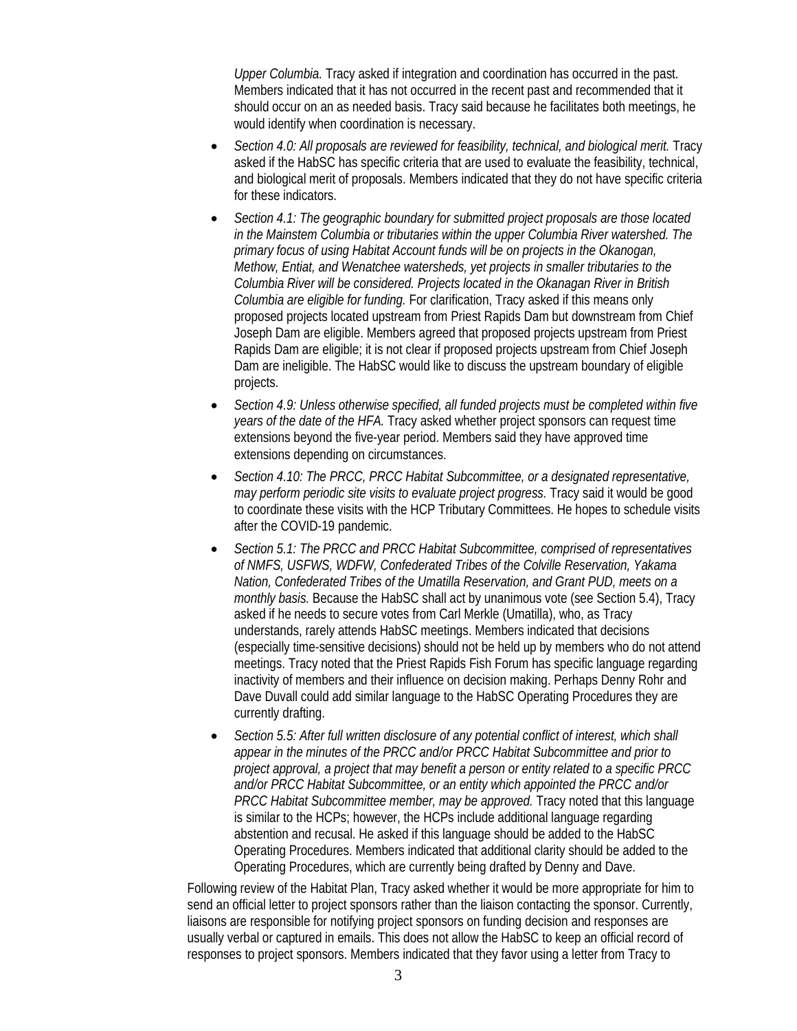*Upper Columbia.* Tracy asked if integration and coordination has occurred in the past. Members indicated that it has not occurred in the recent past and recommended that it should occur on an as needed basis. Tracy said because he facilitates both meetings, he would identify when coordination is necessary.

- *Section 4.0: All proposals are reviewed for feasibility, technical, and biological merit.* Tracy asked if the HabSC has specific criteria that are used to evaluate the feasibility, technical, and biological merit of proposals. Members indicated that they do not have specific criteria for these indicators.
- *Section 4.1: The geographic boundary for submitted project proposals are those located in the Mainstem Columbia or tributaries within the upper Columbia River watershed. The primary focus of using Habitat Account funds will be on projects in the Okanogan, Methow, Entiat, and Wenatchee watersheds, yet projects in smaller tributaries to the Columbia River will be considered. Projects located in the Okanagan River in British Columbia are eligible for funding.* For clarification, Tracy asked if this means only proposed projects located upstream from Priest Rapids Dam but downstream from Chief Joseph Dam are eligible. Members agreed that proposed projects upstream from Priest Rapids Dam are eligible; it is not clear if proposed projects upstream from Chief Joseph Dam are ineligible. The HabSC would like to discuss the upstream boundary of eligible projects.
- *Section 4.9: Unless otherwise specified, all funded projects must be completed within five years of the date of the HFA.* Tracy asked whether project sponsors can request time extensions beyond the five-year period. Members said they have approved time extensions depending on circumstances.
- *Section 4.10: The PRCC, PRCC Habitat Subcommittee, or a designated representative, may perform periodic site visits to evaluate project progress.* Tracy said it would be good to coordinate these visits with the HCP Tributary Committees. He hopes to schedule visits after the COVID-19 pandemic.
- *Section 5.1: The PRCC and PRCC Habitat Subcommittee, comprised of representatives of NMFS, USFWS, WDFW, Confederated Tribes of the Colville Reservation, Yakama Nation, Confederated Tribes of the Umatilla Reservation, and Grant PUD, meets on a monthly basis.* Because the HabSC shall act by unanimous vote (see Section 5.4), Tracy asked if he needs to secure votes from Carl Merkle (Umatilla), who, as Tracy understands, rarely attends HabSC meetings. Members indicated that decisions (especially time-sensitive decisions) should not be held up by members who do not attend meetings. Tracy noted that the Priest Rapids Fish Forum has specific language regarding inactivity of members and their influence on decision making. Perhaps Denny Rohr and Dave Duvall could add similar language to the HabSC Operating Procedures they are currently drafting.
- *Section 5.5: After full written disclosure of any potential conflict of interest, which shall appear in the minutes of the PRCC and/or PRCC Habitat Subcommittee and prior to project approval, a project that may benefit a person or entity related to a specific PRCC and/or PRCC Habitat Subcommittee, or an entity which appointed the PRCC and/or PRCC Habitat Subcommittee member, may be approved.* Tracy noted that this language is similar to the HCPs; however, the HCPs include additional language regarding abstention and recusal. He asked if this language should be added to the HabSC Operating Procedures. Members indicated that additional clarity should be added to the Operating Procedures, which are currently being drafted by Denny and Dave.

Following review of the Habitat Plan, Tracy asked whether it would be more appropriate for him to send an official letter to project sponsors rather than the liaison contacting the sponsor. Currently, liaisons are responsible for notifying project sponsors on funding decision and responses are usually verbal or captured in emails. This does not allow the HabSC to keep an official record of responses to project sponsors. Members indicated that they favor using a letter from Tracy to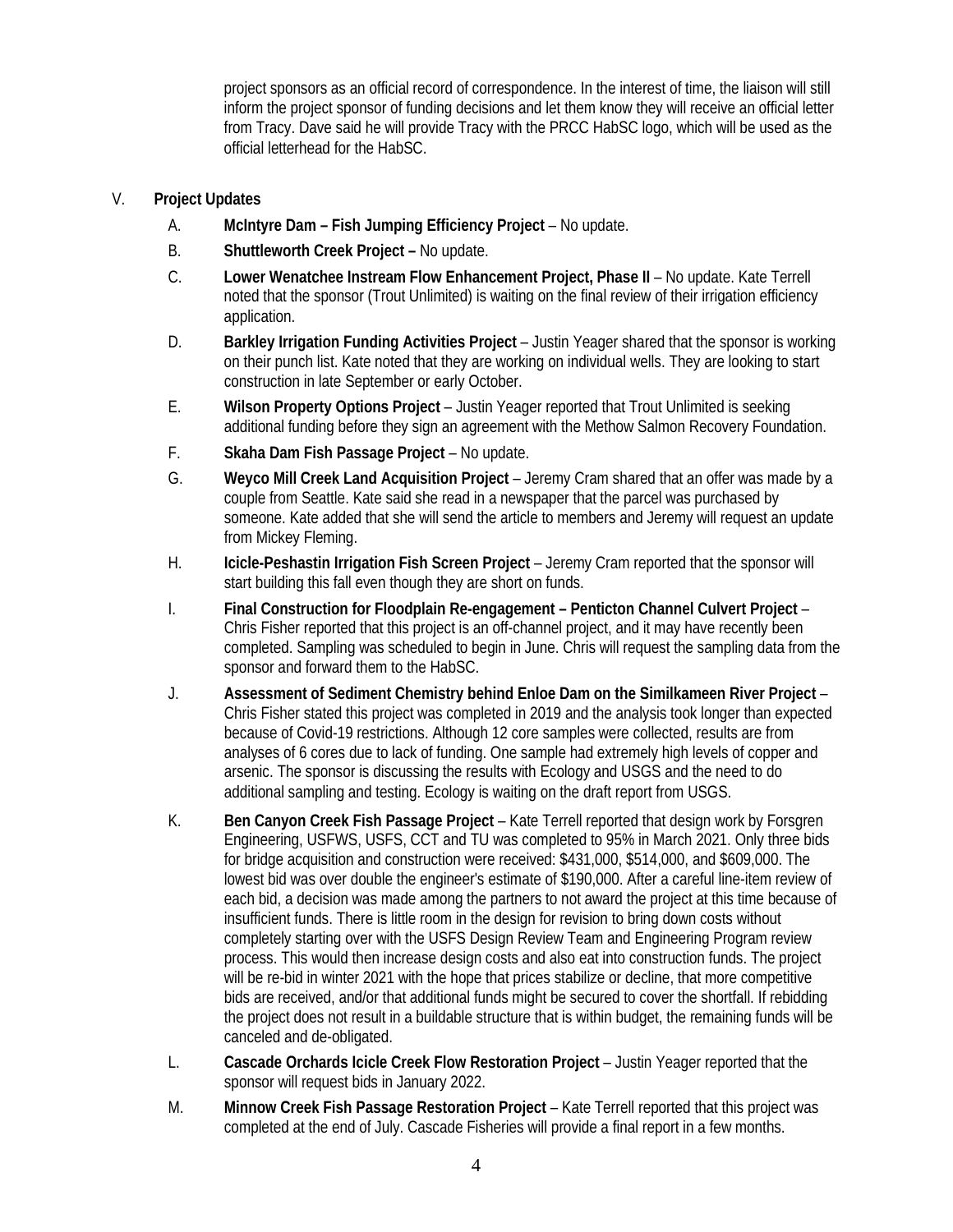project sponsors as an official record of correspondence. In the interest of time, the liaison will still inform the project sponsor of funding decisions and let them know they will receive an official letter from Tracy. Dave said he will provide Tracy with the PRCC HabSC logo, which will be used as the official letterhead for the HabSC.

V. **Project Updates**

A. **McIntyre Dam – Fish Jumping Efficiency Project** – No update.

B. **Shuttleworth Creek Project –** No update.

C. **Lower Wenatchee Instream Flow Enhancement Project, Phase II** – No update. Kate Terrell noted that the sponsor (Trout Unlimited) is waiting on the final review of their irrigation efficiency application.

D. **Barkley Irrigation Funding Activities Project** – Justin Yeager shared that the sponsor is working on their punch list. Kate noted that they are working on individual wells. They are looking to start construction in late September or early October.

E. **Wilson Property Options Project** – Justin Yeager reported that Trout Unlimited is seeking additional funding before they sign an agreement with the Methow Salmon Recovery Foundation.

F. **Skaha Dam Fish Passage Project** – No update.

G. **Weyco Mill Creek Land Acquisition Project** – Jeremy Cram shared that an offer was made by a couple from Seattle. Kate said she read in a newspaper that the parcel was purchased by someone. Kate added that she will send the article to members and Jeremy will request an update from Mickey Fleming.

H. **Icicle-Peshastin Irrigation Fish Screen Project** – Jeremy Cram reported that the sponsor will start building this fall even though they are short on funds.

I. **Final Construction for Floodplain Re-engagement – Penticton Channel Culvert Project** – Chris Fisher reported that this project is an off-channel project, and it may have recently been completed. Sampling was scheduled to begin in June. Chris will request the sampling data from the sponsor and forward them to the HabSC.

J. **Assessment of Sediment Chemistry behind Enloe Dam on the Similkameen River Project** – Chris Fisher stated this project was completed in 2019 and the analysis took longer than expected because of Covid-19 restrictions. Although 12 core samples were collected, results are from analyses of 6 cores due to lack of funding. One sample had extremely high levels of copper and arsenic. The sponsor is discussing the results with Ecology and USGS and the need to do additional sampling and testing. Ecology is waiting on the draft report from USGS.

K. **Ben Canyon Creek Fish Passage Project** – Kate Terrell reported that design work by Forsgren Engineering, USFWS, USFS, CCT and TU was completed to 95% in March 2021. Only three bids for bridge acquisition and construction were received: $431,000, $514,000, and $609,000. The lowest bid was over double the engineer's estimate of $190,000. After a careful line-item review of each bid, a decision was made among the partners to not award the project at this time because of insufficient funds. There is little room in the design for revision to bring down costs without completely starting over with the USFS Design Review Team and Engineering Program review process. This would then increase design costs and also eat into construction funds. The project will be re-bid in winter 2021 with the hope that prices stabilize or decline, that more competitive bids are received, and/or that additional funds might be secured to cover the shortfall. If rebidding the project does not result in a buildable structure that is within budget, the remaining funds will be canceled and de-obligated.

L. **Cascade Orchards Icicle Creek Flow Restoration Project** – Justin Yeager reported that the sponsor will request bids in January 2022.

M. **Minnow Creek Fish Passage Restoration Project** – Kate Terrell reported that this project was completed at the end of July. Cascade Fisheries will provide a final report in a few months.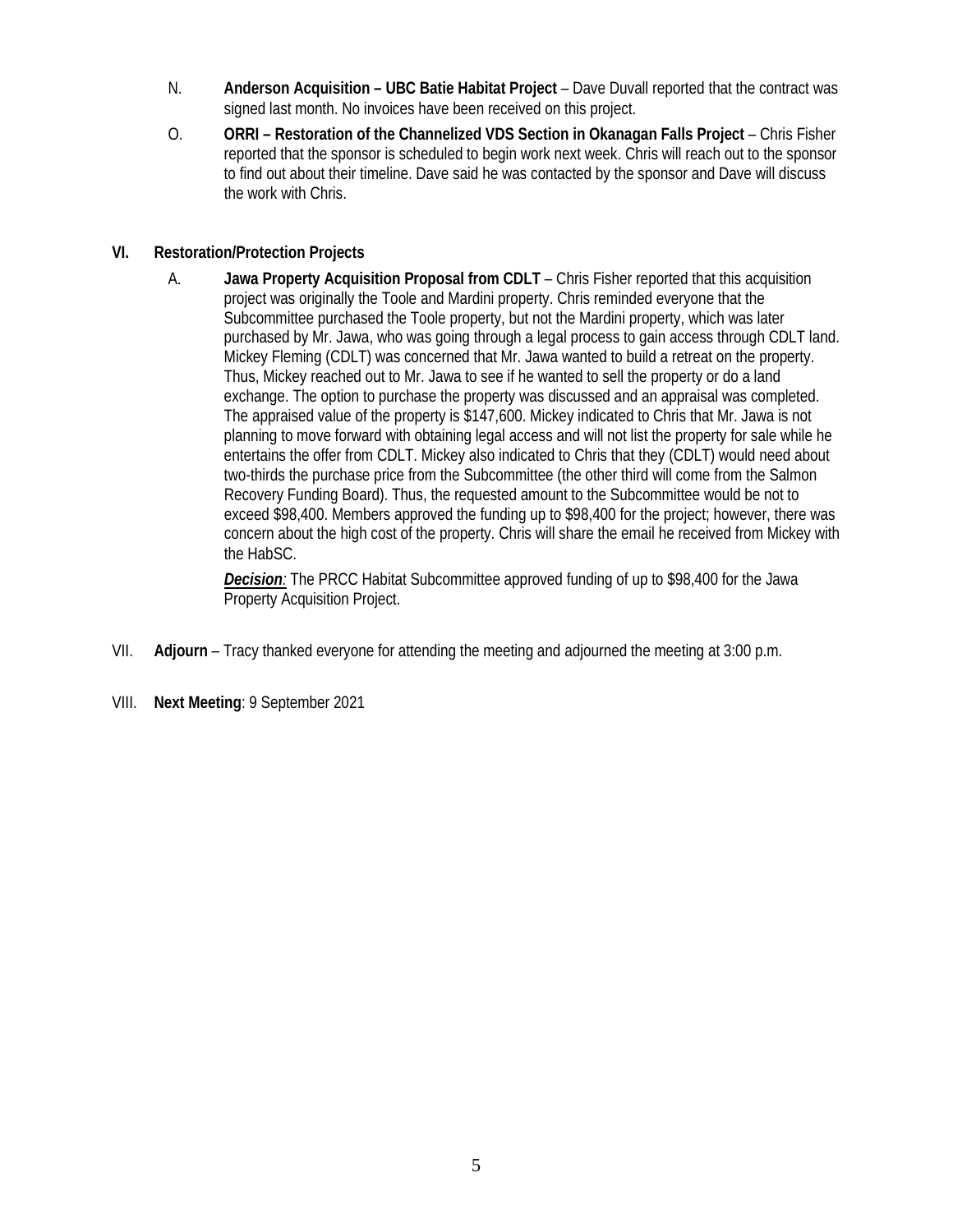N. **Anderson Acquisition – UBC Batie Habitat Project** – Dave Duvall reported that the contract was signed last month. No invoices have been received on this project.

O. **ORRI – Restoration of the Channelized VDS Section in Okanagan Falls Project** – Chris Fisher reported that the sponsor is scheduled to begin work next week. Chris will reach out to the sponsor to find out about their timeline. Dave said he was contacted by the sponsor and Dave will discuss the work with Chris.

**VI. Restoration/Protection Projects**

A. **Jawa Property Acquisition Proposal from CDLT** – Chris Fisher reported that this acquisition project was originally the Toole and Mardini property. Chris reminded everyone that the Subcommittee purchased the Toole property, but not the Mardini property, which was later purchased by Mr. Jawa, who was going through a legal process to gain access through CDLT land. Mickey Fleming (CDLT) was concerned that Mr. Jawa wanted to build a retreat on the property. Thus, Mickey reached out to Mr. Jawa to see if he wanted to sell the property or do a land exchange. The option to purchase the property was discussed and an appraisal was completed. The appraised value of the property is $147,600. Mickey indicated to Chris that Mr. Jawa is not planning to move forward with obtaining legal access and will not list the property for sale while he entertains the offer from CDLT. Mickey also indicated to Chris that they (CDLT) would need about two-thirds the purchase price from the Subcommittee (the other third will come from the Salmon Recovery Funding Board). Thus, the requested amount to the Subcommittee would be not to exceed $98,400. Members approved the funding up to $98,400 for the project; however, there was concern about the high cost of the property. Chris will share the email he received from Mickey with the HabSC.

***Decision**:* The PRCC Habitat Subcommittee approved funding of up to $98,400 for the Jawa Property Acquisition Project.

VII. **Adjourn** – Tracy thanked everyone for attending the meeting and adjourned the meeting at 3:00 p.m.

VIII. **Next Meeting**: 9 September 2021